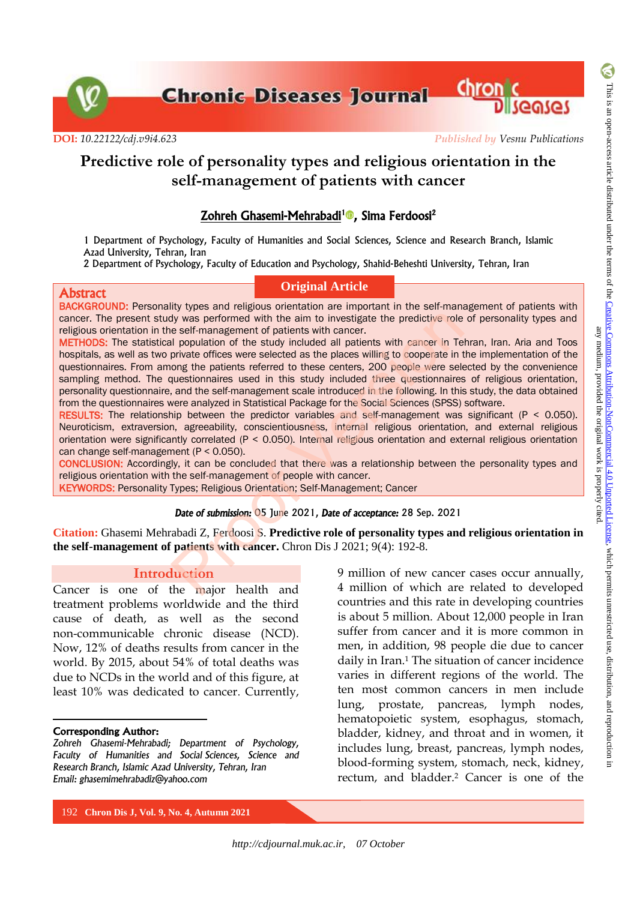DOI: 10.22122/cdj.v9i4.623

*Published by* Vesnu Publications

# Predictive role of personality types and religious orientation in the self-management of patients with cancer

**Zohreh Ghasemi-Mehrabadi[1], Sima Ferdoosi[2]**

1 Department of Psychology, Faculty of Humanities and Social Sciences, Science and Research Branch, Islamic Azad University, Tehran, Iran

2 Department of Psychology, Faculty of Education and Psychology, Shahid-Beheshti University, Tehran, Iran

**Original Article**

## Abstract

**BACKGROUND:** Personality types and religious orientation are important in the self-management of patients with cancer. The present study was performed with the aim to investigate the predictive role of personality types and religious orientation in the self-management of patients with cancer.

**METHODS:** The statistical population of the study included all patients with cancer in Tehran, Iran. Aria and Toos hospitals, as well as two private offices were selected as the places willing to cooperate in the implementation of the questionnaires. From among the patients referred to these centers, 200 people were selected by the convenience sampling method. The questionnaires used in this study included three questionnaires of religious orientation, personality questionnaire, and the self-management scale introduced in the following. In this study, the data obtained from the questionnaires were analyzed in Statistical Package for the Social Sciences (SPSS) software.

**RESULTS:** The relationship between the predictor variables and self-management was significant ($P < 0.050$). Neuroticism, extraversion, agreeability, conscientiousness, internal religious orientation, and external religious orientation were significantly correlated ($P < 0.050$). Internal religious orientation and external religious orientation can change self-management ($P < 0.050$).

**CONCLUSION:** Accordingly, it can be concluded that there was a relationship between the personality types and religious orientation with the self-management of people with cancer.

**KEYWORDS:** Personality Types; Religious Orientation; Self-Management; Cancer

*Date of submission:* 05 June 2021, *Date of acceptance:* 28 Sep. 2021

**Citation:** Ghasemi Mehrabadi Z, Ferdoosi S. **Predictive role of personality types and religious orientation in the self-management of patients with cancer.** Chron Dis J 2021; 9(4): 192-8.

## Introduction

Cancer is one of the major health and treatment problems worldwide and the third cause of death, as well as the second non-communicable chronic disease (NCD). Now, 12% of deaths results from cancer in the world. By 2015, about 54% of total deaths was due to NCDs in the world and of this figure, at least 10% was dedicated to cancer. Currently, 9 million of new cancer cases occur annually, 4 million of which are related to developed countries and this rate in developing countries is about 5 million. About 12,000 people in Iran suffer from cancer and it is more common in men, in addition, 98 people die due to cancer daily in Iran.[1] The situation of cancer incidence varies in different regions of the world. The ten most common cancers in men include lung, prostate, pancreas, lymph nodes, hematopoietic system, esophagus, stomach, bladder, kidney, and throat and in women, it includes lung, breast, pancreas, lymph nodes, blood-forming system, stomach, neck, kidney, rectum, and bladder.[2] Cancer is one of the

**Corresponding Author:**
*Zohreh Ghasemi-Mehrabadi; Department of Psychology, Faculty of Humanities and Social Sciences, Science and Research Branch, Islamic Azad University, Tehran, Iran*
*Email: ghasemimehrabadiz@yahoo.com*

This is an open-access article distributed under the terms of the Creative Commons Attribution-NonCommercial 4.0 Unported License, which permits unrestricted use, distribution, and reproduction in any medium, provided the original work is properly cited.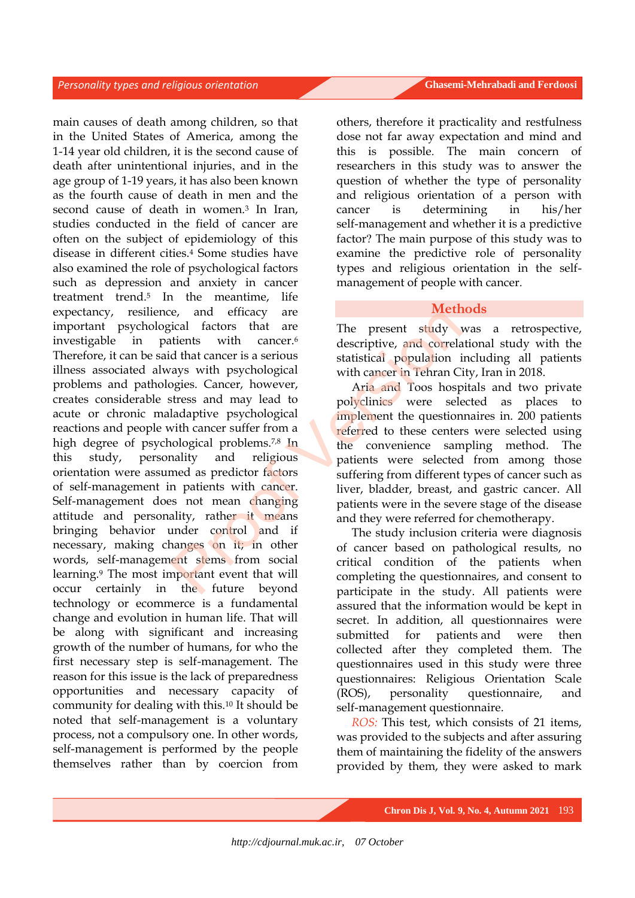main causes of death among children, so that in the United States of America, among the 1-14 year old children, it is the second cause of death after unintentional injuries, and in the age group of 1-19 years, it has also been known as the fourth cause of death in men and the second cause of death in women.[3] In Iran, studies conducted in the field of cancer are often on the subject of epidemiology of this disease in different cities.[4] Some studies have also examined the role of psychological factors such as depression and anxiety in cancer treatment trend.[5] In the meantime, life expectancy, resilience, and efficacy are important psychological factors that are investigable in patients with cancer.[6] Therefore, it can be said that cancer is a serious illness associated always with psychological problems and pathologies. Cancer, however, creates considerable stress and may lead to acute or chronic maladaptive psychological reactions and people with cancer suffer from a high degree of psychological problems.[7,8] In this study, personality and religious orientation were assumed as predictor factors of self-management in patients with cancer. Self-management does not mean changing attitude and personality, rather it means bringing behavior under control and if necessary, making changes on it; in other words, self-management stems from social learning.[9] The most important event that will occur certainly in the future beyond technology or ecommerce is a fundamental change and evolution in human life. That will be along with significant and increasing growth of the number of humans, for who the first necessary step is self-management. The reason for this issue is the lack of preparedness opportunities and necessary capacity of community for dealing with this.[10] It should be noted that self-management is a voluntary process, not a compulsory one. In other words, self-management is performed by the people themselves rather than by coercion from others, therefore it practicality and restfulness dose not far away expectation and mind and this is possible. The main concern of researchers in this study was to answer the question of whether the type of personality and religious orientation of a person with cancer is determining in his/her self-management and whether it is a predictive factor? The main purpose of this study was to examine the predictive role of personality types and religious orientation in the self-management of people with cancer.

## Methods

The present study was a retrospective, descriptive, and correlational study with the statistical population including all patients with cancer in Tehran City, Iran in 2018.

Aria and Toos hospitals and two private polyclinics were selected as places to implement the questionnaires in. 200 patients referred to these centers were selected using the convenience sampling method. The patients were selected from among those suffering from different types of cancer such as liver, bladder, breast, and gastric cancer. All patients were in the severe stage of the disease and they were referred for chemotherapy.

The study inclusion criteria were diagnosis of cancer based on pathological results, no critical condition of the patients when completing the questionnaires, and consent to participate in the study. All patients were assured that the information would be kept in secret. In addition, all questionnaires were submitted for patients and were then collected after they completed them. The questionnaires used in this study were three questionnaires: Religious Orientation Scale (ROS), personality questionnaire, and self-management questionnaire.

*ROS:* This test, which consists of 21 items, was provided to the subjects and after assuring them of maintaining the fidelity of the answers provided by them, they were asked to mark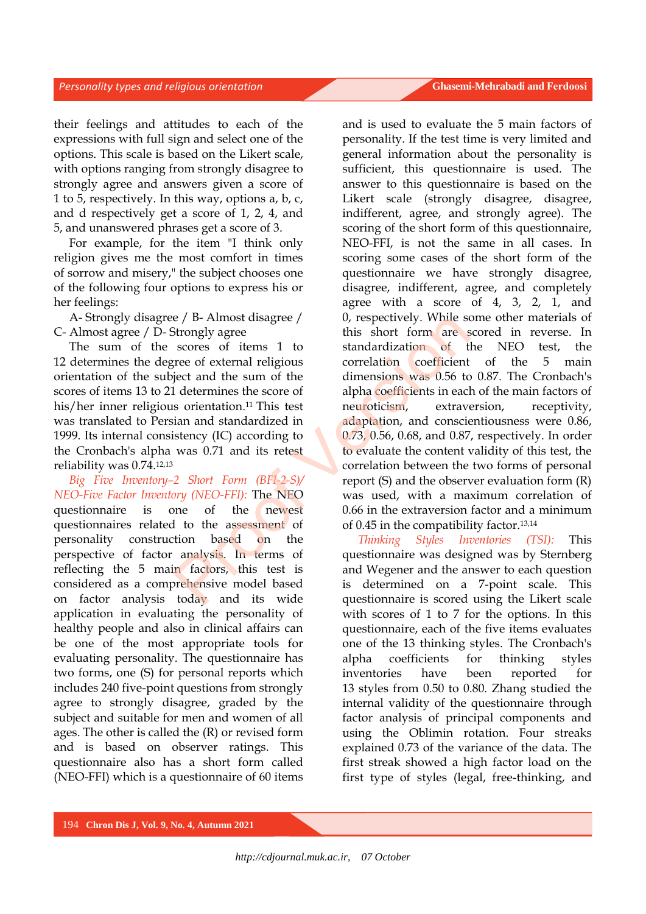their feelings and attitudes to each of the expressions with full sign and select one of the options. This scale is based on the Likert scale, with options ranging from strongly disagree to strongly agree and answers given a score of 1 to 5, respectively. In this way, options a, b, c, and d respectively get a score of 1, 2, 4, and 5, and unanswered phrases get a score of 3.

For example, for the item "I think only religion gives me the most comfort in times of sorrow and misery," the subject chooses one of the following four options to express his or her feelings:

A- Strongly disagree / B- Almost disagree / C- Almost agree / D- Strongly agree

The sum of the scores of items 1 to 12 determines the degree of external religious orientation of the subject and the sum of the scores of items 13 to 21 determines the score of his/her inner religious orientation.[11] This test was translated to Persian and standardized in 1999. Its internal consistency (IC) according to the Cronbach's alpha was 0.71 and its retest reliability was 0.74.[12,13]

*Big Five Inventory–2 Short Form (BFI-2-S)/ NEO-Five Factor Inventory (NEO-FFI):* The NEO questionnaire is one of the newest questionnaires related to the assessment of personality construction based on the perspective of factor analysis. In terms of reflecting the 5 main factors, this test is considered as a comprehensive model based on factor analysis today and its wide application in evaluating the personality of healthy people and also in clinical affairs can be one of the most appropriate tools for evaluating personality. The questionnaire has two forms, one (S) for personal reports which includes 240 five-point questions from strongly agree to strongly disagree, graded by the subject and suitable for men and women of all ages. The other is called the (R) or revised form and is based on observer ratings. This questionnaire also has a short form called (NEO-FFI) which is a questionnaire of 60 items and is used to evaluate the 5 main factors of personality. If the test time is very limited and general information about the personality is sufficient, this questionnaire is used. The answer to this questionnaire is based on the Likert scale (strongly disagree, disagree, indifferent, agree, and strongly agree). The scoring of the short form of this questionnaire, NEO-FFI, is not the same in all cases. In scoring some cases of the short form of the questionnaire we have strongly disagree, disagree, indifferent, agree, and completely agree with a score of 4, 3, 2, 1, and 0, respectively. While some other materials of this short form are scored in reverse. In standardization of the NEO test, the correlation coefficient of the 5 main dimensions was 0.56 to 0.87. The Cronbach's alpha coefficients in each of the main factors of neuroticism, extraversion, receptivity, adaptation, and conscientiousness were 0.86, 0.73, 0.56, 0.68, and 0.87, respectively. In order to evaluate the content validity of this test, the correlation between the two forms of personal report (S) and the observer evaluation form (R) was used, with a maximum correlation of 0.66 in the extraversion factor and a minimum of 0.45 in the compatibility factor.[13,14]

*Thinking Styles Inventories (TSI):* This questionnaire was designed was by Sternberg and Wegener and the answer to each question is determined on a 7-point scale. This questionnaire is scored using the Likert scale with scores of 1 to 7 for the options. In this questionnaire, each of the five items evaluates one of the 13 thinking styles. The Cronbach's alpha coefficients for thinking styles inventories have been reported for 13 styles from 0.50 to 0.80. Zhang studied the internal validity of the questionnaire through factor analysis of principal components and using the Oblimin rotation. Four streaks explained 0.73 of the variance of the data. The first streak showed a high factor load on the first type of styles (legal, free-thinking, and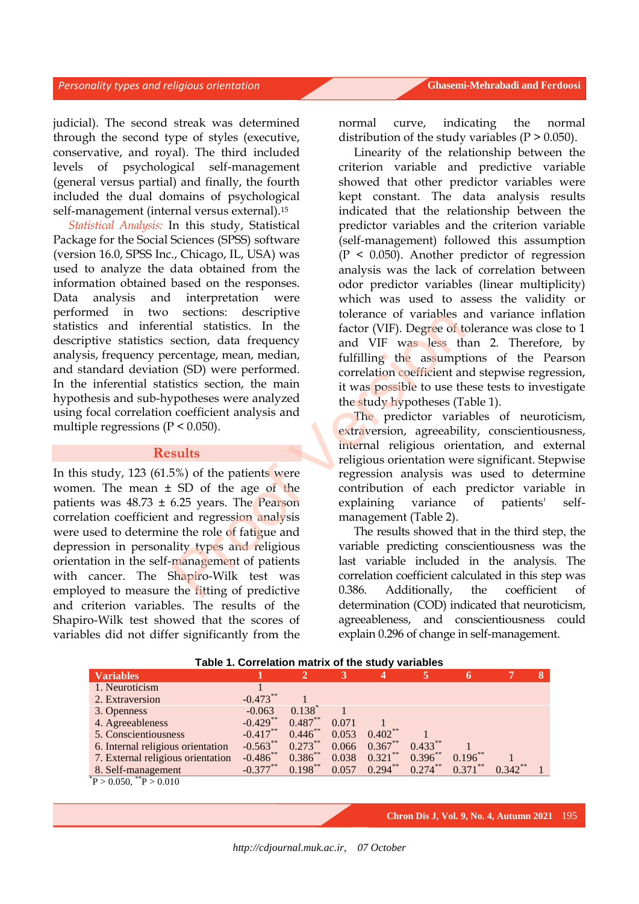judicial). The second streak was determined through the second type of styles (executive, conservative, and royal). The third included levels of psychological self-management (general versus partial) and finally, the fourth included the dual domains of psychological self-management (internal versus external).[15]

*Statistical Analysis:* In this study, Statistical Package for the Social Sciences (SPSS) software (version 16.0, SPSS Inc., Chicago, IL, USA) was used to analyze the data obtained from the information obtained based on the responses. Data analysis and interpretation were performed in two sections: descriptive statistics and inferential statistics. In the descriptive statistics section, data frequency analysis, frequency percentage, mean, median, and standard deviation (SD) were performed. In the inferential statistics section, the main hypothesis and sub-hypotheses were analyzed using focal correlation coefficient analysis and multiple regressions ($P < 0.050$).

## Results

In this study, 123 (61.5%) of the patients were women. The mean ± SD of the age of the patients was 48.73 ± 6.25 years. The Pearson correlation coefficient and regression analysis were used to determine the role of fatigue and depression in personality types and religious orientation in the self-management of patients with cancer. The Shapiro-Wilk test was employed to measure the fitting of predictive and criterion variables. The results of the Shapiro-Wilk test showed that the scores of variables did not differ significantly from the normal curve, indicating the normal distribution of the study variables ($P > 0.050$).

Linearity of the relationship between the criterion variable and predictive variable showed that other predictor variables were kept constant. The data analysis results indicated that the relationship between the predictor variables and the criterion variable (self-management) followed this assumption ($P < 0.050$). Another predictor of regression analysis was the lack of correlation between odor predictor variables (linear multiplicity) which was used to assess the validity or tolerance of variables and variance inflation factor (VIF). Degree of tolerance was close to 1 and VIF was less than 2. Therefore, by fulfilling the assumptions of the Pearson correlation coefficient and stepwise regression, it was possible to use these tests to investigate the study hypotheses (Table 1).

The predictor variables of neuroticism, extraversion, agreeability, conscientiousness, internal religious orientation, and external religious orientation were significant. Stepwise regression analysis was used to determine the contribution of each predictor variable in explaining variance of patients' self-management (Table 2).

The results showed that in the third step, the variable predicting conscientiousness was the last variable included in the analysis. The correlation coefficient calculated in this step was 0.386. Additionally, the coefficient of determination (COD) indicated that neuroticism, agreeableness, and conscientiousness could explain 0.296 of change in self-management.

**Table 1. Correlation matrix of the study variables**

| Variables | 1 | 2 | 3 | 4 | 5 | 6 | 7 | 8 |
|---|---|---|---|---|---|---|---|---|
| 1. Neuroticism | 1 | | | | | | | |
| 2. Extraversion | -0.473** | 1 | | | | | | |
| 3. Openness | -0.063 | 0.138* | 1 | | | | | |
| 4. Agreeableness | -0.429** | 0.487** | 0.071 | 1 | | | | |
| 5. Conscientiousness | -0.417** | 0.446** | 0.053 | 0.402** | 1 | | | |
| 6. Internal religious orientation | -0.563** | 0.273** | 0.066 | 0.367** | 0.433** | 1 | | |
| 7. External religious orientation | -0.486** | 0.386** | 0.038 | 0.321** | 0.396** | 0.196** | 1 | |
| 8. Self-management | -0.377** | 0.198** | 0.057 | 0.294** | 0.274** | 0.371** | 0.342** | 1 |

*P > 0.050, **P > 0.010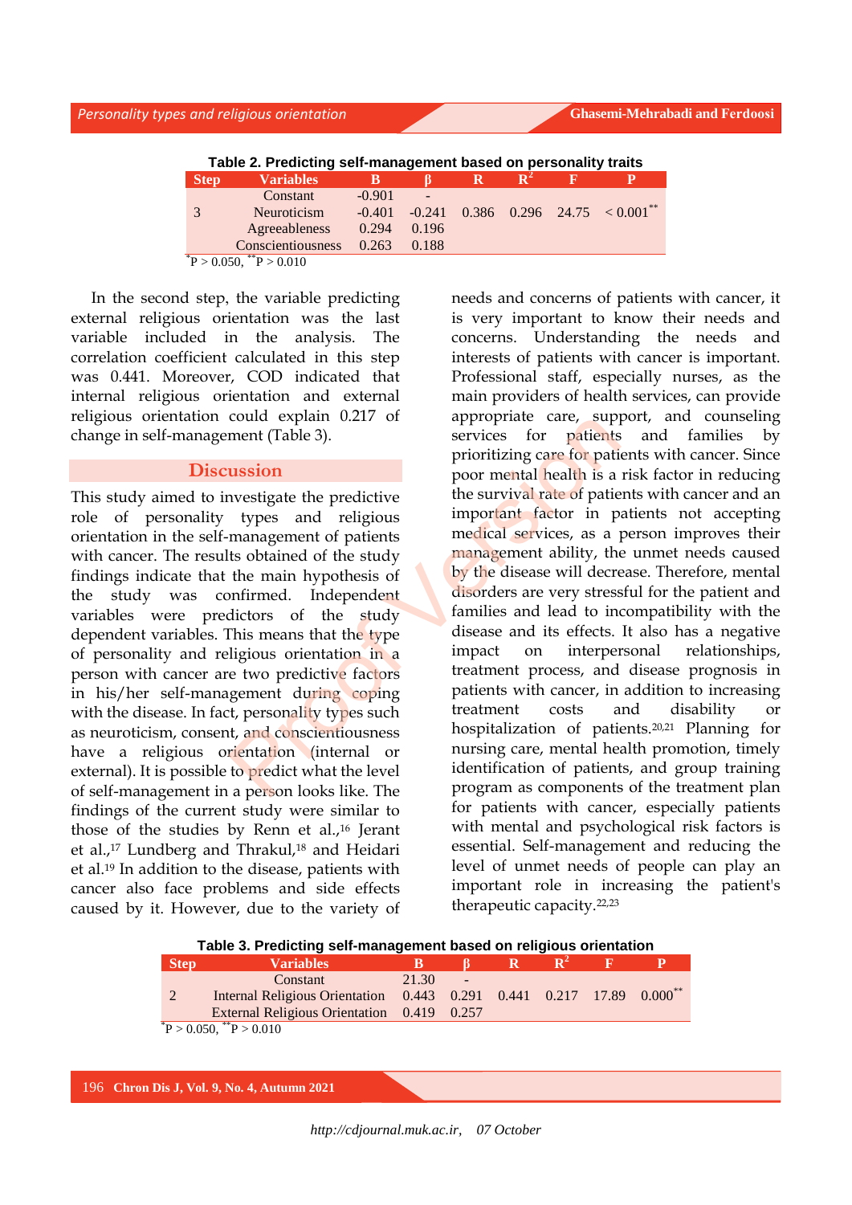**Table 2. Predicting self-management based on personality traits**

| Step | Variables | B | β | R | $R^2$ | F | P |
|---|---|---|---|---|---|---|---|
| 3 | Constant | -0.901 | - | 0.386 | 0.296 | 24.75 | < 0.001** |
| | Neuroticism | -0.401 | -0.241 | | | | |
| | Agreeableness | 0.294 | 0.196 | | | | |
| | Conscientiousness | 0.263 | 0.188 | | | | |

*P > 0.050, **P > 0.010

In the second step, the variable predicting external religious orientation was the last variable included in the analysis. The correlation coefficient calculated in this step was 0.441. Moreover, COD indicated that internal religious orientation and external religious orientation could explain 0.217 of change in self-management (Table 3).

## Discussion

This study aimed to investigate the predictive role of personality types and religious orientation in the self-management of patients with cancer. The results obtained of the study findings indicate that the main hypothesis of the study was confirmed. Independent variables were predictors of the study dependent variables. This means that the type of personality and religious orientation in a person with cancer are two predictive factors in his/her self-management during coping with the disease. In fact, personality types such as neuroticism, consent, and conscientiousness have a religious orientation (internal or external). It is possible to predict what the level of self-management in a person looks like. The findings of the current study were similar to those of the studies by Renn et al.,[16] Jerant et al.,[17] Lundberg and Thrakul,[18] and Heidari et al.[19] In addition to the disease, patients with cancer also face problems and side effects caused by it. However, due to the variety of needs and concerns of patients with cancer, it is very important to know their needs and concerns. Understanding the needs and interests of patients with cancer is important. Professional staff, especially nurses, as the main providers of health services, can provide appropriate care, support, and counseling services for patients and families by prioritizing care for patients with cancer. Since poor mental health is a risk factor in reducing the survival rate of patients with cancer and an important factor in patients not accepting medical services, as a person improves their management ability, the unmet needs caused by the disease will decrease. Therefore, mental disorders are very stressful for the patient and families and lead to incompatibility with the disease and its effects. It also has a negative impact on interpersonal relationships, treatment process, and disease prognosis in patients with cancer, in addition to increasing treatment costs and disability or hospitalization of patients.[20,21] Planning for nursing care, mental health promotion, timely identification of patients, and group training program as components of the treatment plan for patients with cancer, especially patients with mental and psychological risk factors is essential. Self-management and reducing the level of unmet needs of people can play an important role in increasing the patient's therapeutic capacity.[22,23]

**Table 3. Predicting self-management based on religious orientation**

| Step | Variables | B | β | R | $R^2$ | F | P |
|---|---|---|---|---|---|---|---|
| 2 | Constant | 21.30 | - | 0.441 | 0.217 | 17.89 | 0.000** |
| | Internal Religious Orientation | 0.443 | 0.291 | | | | |
| | External Religious Orientation | 0.419 | 0.257 | | | | |

*P > 0.050, **P > 0.010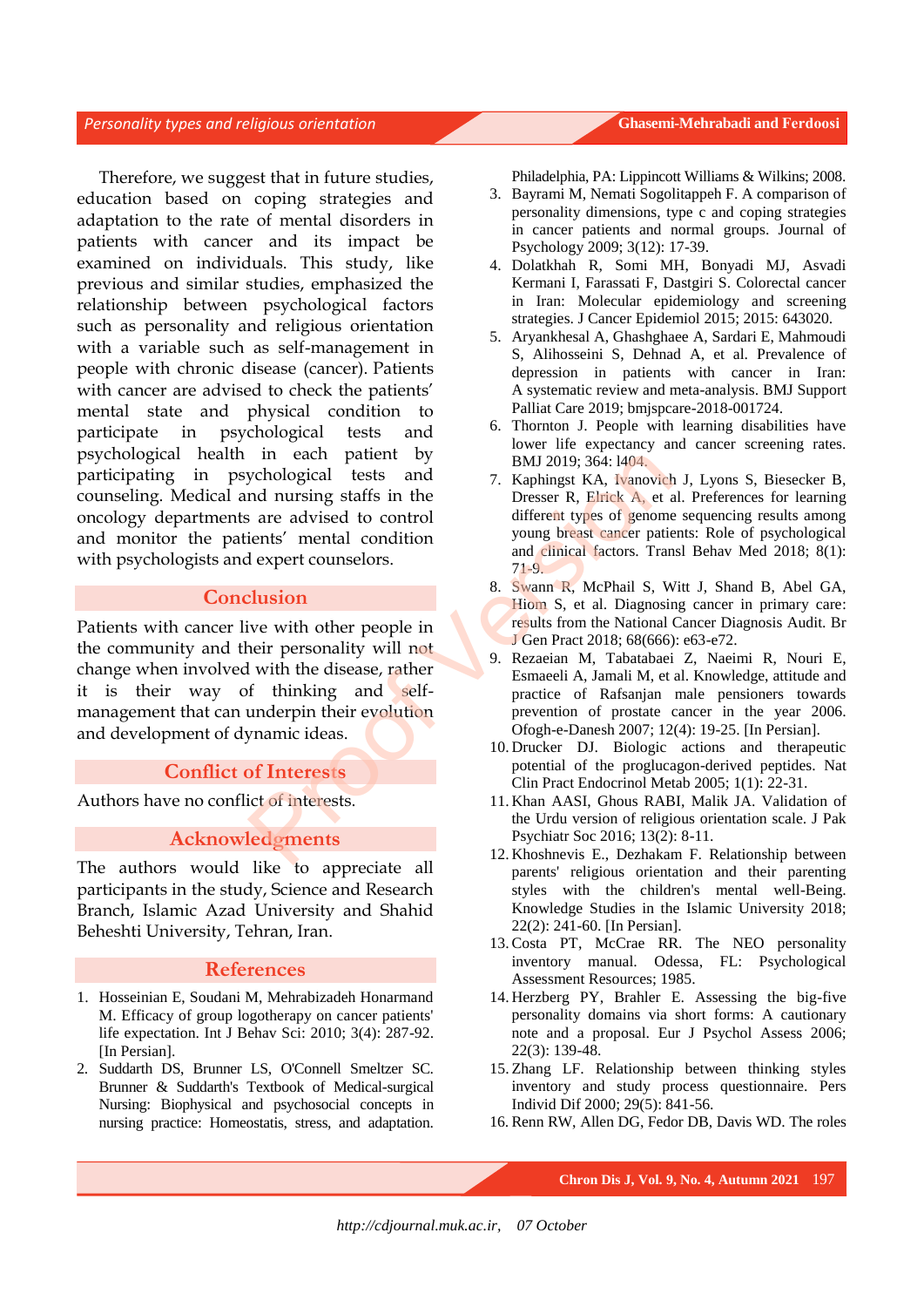Therefore, we suggest that in future studies, education based on coping strategies and adaptation to the rate of mental disorders in patients with cancer and its impact be examined on individuals. This study, like previous and similar studies, emphasized the relationship between psychological factors such as personality and religious orientation with a variable such as self-management in people with chronic disease (cancer). Patients with cancer are advised to check the patients' mental state and physical condition to participate in psychological tests and psychological health in each patient by participating in psychological tests and counseling. Medical and nursing staffs in the oncology departments are advised to control and monitor the patients' mental condition with psychologists and expert counselors.

## Conclusion

Patients with cancer live with other people in the community and their personality will not change when involved with the disease, rather it is their way of thinking and self-management that can underpin their evolution and development of dynamic ideas.

## Conflict of Interests

Authors have no conflict of interests.

## Acknowledgments

The authors would like to appreciate all participants in the study, Science and Research Branch, Islamic Azad University and Shahid Beheshti University, Tehran, Iran.

## References

1. Hosseinian E, Soudani M, Mehrabizadeh Honarmand M. Efficacy of group logotherapy on cancer patients' life expectation. Int J Behav Sci: 2010; 3(4): 287-92. [In Persian].
2. Suddarth DS, Brunner LS, O'Connell Smeltzer SC. Brunner & Suddarth's Textbook of Medical-surgical Nursing: Biophysical and psychosocial concepts in nursing practice: Homeostatis, stress, and adaptation. Philadelphia, PA: Lippincott Williams & Wilkins; 2008.
3. Bayrami M, Nemati Sogolitappeh F. A comparison of personality dimensions, type c and coping strategies in cancer patients and normal groups. Journal of Psychology 2009; 3(12): 17-39.
4. Dolatkhah R, Somi MH, Bonyadi MJ, Asvadi Kermani I, Farassati F, Dastgiri S. Colorectal cancer in Iran: Molecular epidemiology and screening strategies. J Cancer Epidemiol 2015; 2015: 643020.
5. Aryankhesal A, Ghashghaee A, Sardari E, Mahmoudi S, Alihosseini S, Dehnad A, et al. Prevalence of depression in patients with cancer in Iran: A systematic review and meta-analysis. BMJ Support Palliat Care 2019; bmjspcare-2018-001724.
6. Thornton J. People with learning disabilities have lower life expectancy and cancer screening rates. BMJ 2019; 364: l404.
7. Kaphingst KA, Ivanovich J, Lyons S, Biesecker B, Dresser R, Elrick A, et al. Preferences for learning different types of genome sequencing results among young breast cancer patients: Role of psychological and clinical factors. Transl Behav Med 2018; 8(1): 71-9.
8. Swann R, McPhail S, Witt J, Shand B, Abel GA, Hiom S, et al. Diagnosing cancer in primary care: results from the National Cancer Diagnosis Audit. Br J Gen Pract 2018; 68(666): e63-e72.
9. Rezaeian M, Tabatabaei Z, Naeimi R, Nouri E, Esmaeeli A, Jamali M, et al. Knowledge, attitude and practice of Rafsanjan male pensioners towards prevention of prostate cancer in the year 2006. Ofogh-e-Danesh 2007; 12(4): 19-25. [In Persian].
10. Drucker DJ. Biologic actions and therapeutic potential of the proglucagon-derived peptides. Nat Clin Pract Endocrinol Metab 2005; 1(1): 22-31.
11. Khan AASI, Ghous RABI, Malik JA. Validation of the Urdu version of religious orientation scale. J Pak Psychiatr Soc 2016; 13(2): 8-11.
12. Khoshnevis E., Dezhakam F. Relationship between parents' religious orientation and their parenting styles with the children's mental well-Being. Knowledge Studies in the Islamic University 2018; 22(2): 241-60. [In Persian].
13. Costa PT, McCrae RR. The NEO personality inventory manual. Odessa, FL: Psychological Assessment Resources; 1985.
14. Herzberg PY, Brahler E. Assessing the big-five personality domains via short forms: A cautionary note and a proposal. Eur J Psychol Assess 2006; 22(3): 139-48.
15. Zhang LF. Relationship between thinking styles inventory and study process questionnaire. Pers Individ Dif 2000; 29(5): 841-56.
16. Renn RW, Allen DG, Fedor DB, Davis WD. The roles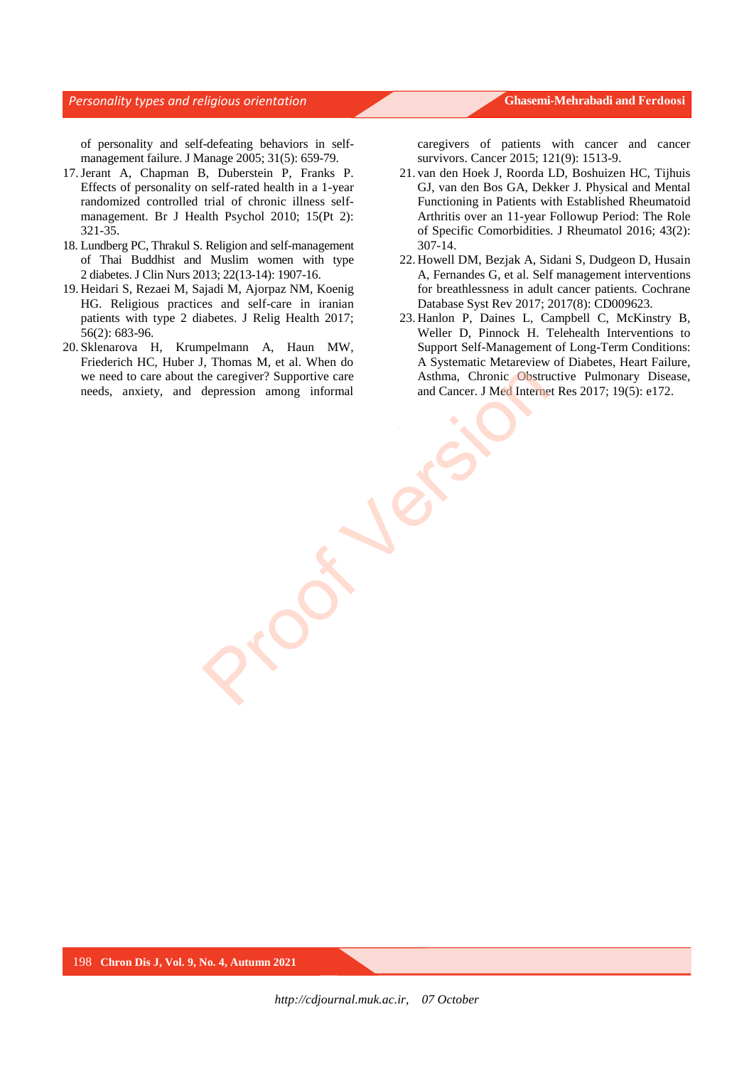of personality and self-defeating behaviors in self-management failure. J Manage 2005; 31(5): 659-79.

17. Jerant A, Chapman B, Duberstein P, Franks P. Effects of personality on self-rated health in a 1-year randomized controlled trial of chronic illness self-management. Br J Health Psychol 2010; 15(Pt 2): 321-35.
18. Lundberg PC, Thrakul S. Religion and self-management of Thai Buddhist and Muslim women with type 2 diabetes. J Clin Nurs 2013; 22(13-14): 1907-16.
19. Heidari S, Rezaei M, Sajadi M, Ajorpaz NM, Koenig HG. Religious practices and self-care in iranian patients with type 2 diabetes. J Relig Health 2017; 56(2): 683-96.
20. Sklenarova H, Krumpelmann A, Haun MW, Friederich HC, Huber J, Thomas M, et al. When do we need to care about the caregiver? Supportive care needs, anxiety, and depression among informal caregivers of patients with cancer and cancer survivors. Cancer 2015; 121(9): 1513-9.
21. van den Hoek J, Roorda LD, Boshuizen HC, Tijhuis GJ, van den Bos GA, Dekker J. Physical and Mental Functioning in Patients with Established Rheumatoid Arthritis over an 11-year Followup Period: The Role of Specific Comorbidities. J Rheumatol 2016; 43(2): 307-14.
22. Howell DM, Bezjak A, Sidani S, Dudgeon D, Husain A, Fernandes G, et al. Self management interventions for breathlessness in adult cancer patients. Cochrane Database Syst Rev 2017; 2017(8): CD009623.
23. Hanlon P, Daines L, Campbell C, McKinstry B, Weller D, Pinnock H. Telehealth Interventions to Support Self-Management of Long-Term Conditions: A Systematic Metareview of Diabetes, Heart Failure, Asthma, Chronic Obstructive Pulmonary Disease, and Cancer. J Med Internet Res 2017; 19(5): e172.